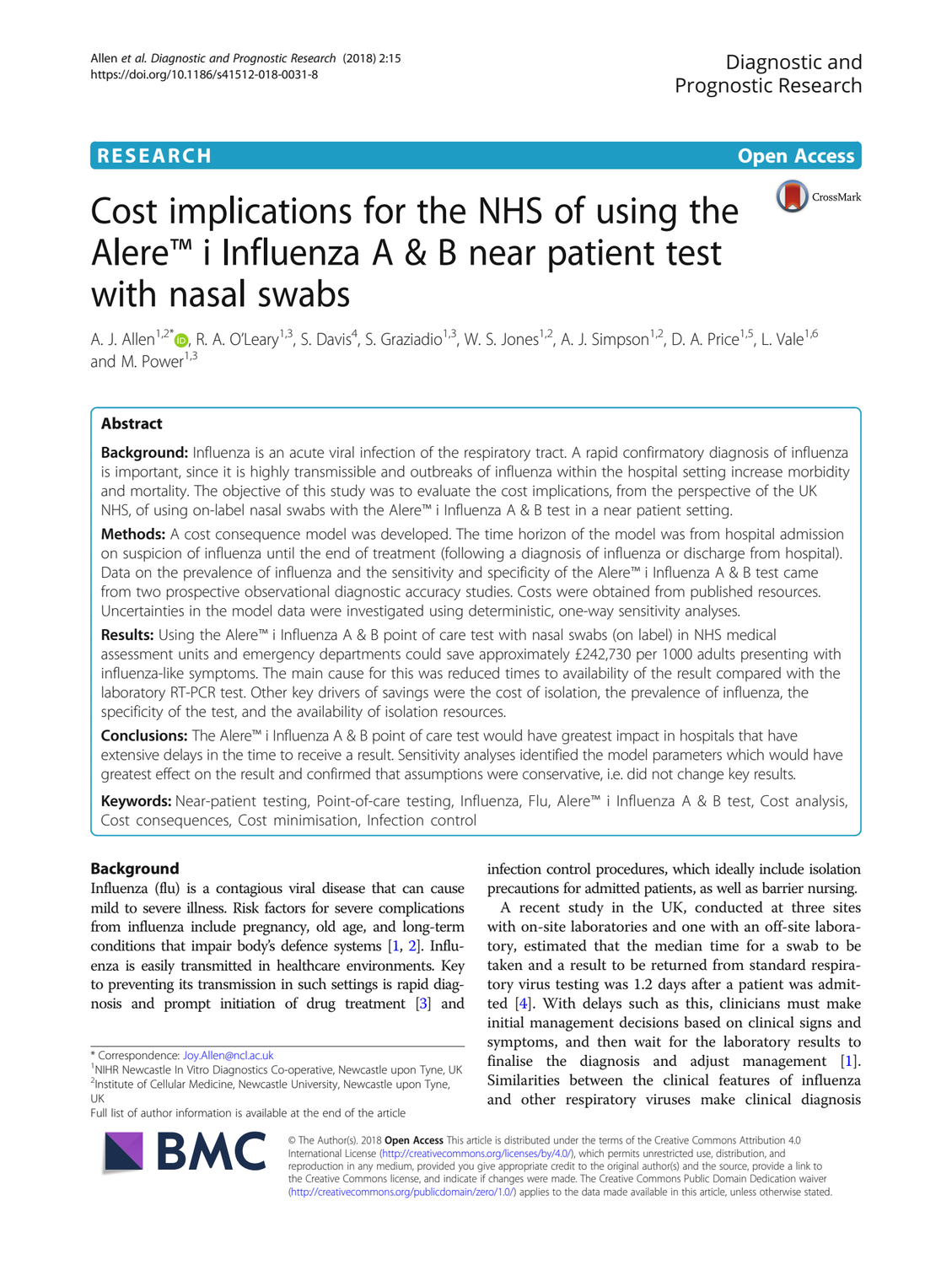RESEARCH

Open Access

# Cost implications for the NHS of using the Alere™ i Influenza A & B near patient test with nasal swabs

A. J. Allen[1,2*], R. A. O'Leary[1,3], S. Davis[4], S. Graziadio[1,3], W. S. Jones[1,2], A. J. Simpson[1,2], D. A. Price[1,5], L. Vale[1,6] and M. Power[1,3]

## Abstract

**Background:** Influenza is an acute viral infection of the respiratory tract. A rapid confirmatory diagnosis of influenza is important, since it is highly transmissible and outbreaks of influenza within the hospital setting increase morbidity and mortality. The objective of this study was to evaluate the cost implications, from the perspective of the UK NHS, of using on-label nasal swabs with the Alere™ i Influenza A & B test in a near patient setting.

**Methods:** A cost consequence model was developed. The time horizon of the model was from hospital admission on suspicion of influenza until the end of treatment (following a diagnosis of influenza or discharge from hospital). Data on the prevalence of influenza and the sensitivity and specificity of the Alere™ i Influenza A & B test came from two prospective observational diagnostic accuracy studies. Costs were obtained from published resources. Uncertainties in the model data were investigated using deterministic, one-way sensitivity analyses.

**Results:** Using the Alere™ i Influenza A & B point of care test with nasal swabs (on label) in NHS medical assessment units and emergency departments could save approximately £242,730 per 1000 adults presenting with influenza-like symptoms. The main cause for this was reduced times to availability of the result compared with the laboratory RT-PCR test. Other key drivers of savings were the cost of isolation, the prevalence of influenza, the specificity of the test, and the availability of isolation resources.

**Conclusions:** The Alere™ i Influenza A & B point of care test would have greatest impact in hospitals that have extensive delays in the time to receive a result. Sensitivity analyses identified the model parameters which would have greatest effect on the result and confirmed that assumptions were conservative, i.e. did not change key results.

**Keywords:** Near-patient testing, Point-of-care testing, Influenza, Flu, Alere™ i Influenza A & B test, Cost analysis, Cost consequences, Cost minimisation, Infection control

## Background

Influenza (flu) is a contagious viral disease that can cause mild to severe illness. Risk factors for severe complications from influenza include pregnancy, old age, and long-term conditions that impair body's defence systems [1, 2]. Influenza is easily transmitted in healthcare environments. Key to preventing its transmission in such settings is rapid diagnosis and prompt initiation of drug treatment [3] and infection control procedures, which ideally include isolation precautions for admitted patients, as well as barrier nursing.

A recent study in the UK, conducted at three sites with on-site laboratories and one with an off-site laboratory, estimated that the median time for a swab to be taken and a result to be returned from standard respiratory virus testing was 1.2 days after a patient was admitted [4]. With delays such as this, clinicians must make initial management decisions based on clinical signs and symptoms, and then wait for the laboratory results to finalise the diagnosis and adjust management [1]. Similarities between the clinical features of influenza and other respiratory viruses make clinical diagnosis

\* Correspondence: Joy.Allen@ncl.ac.uk
[1]NIHR Newcastle In Vitro Diagnostics Co-operative, Newcastle upon Tyne, UK
[2]Institute of Cellular Medicine, Newcastle University, Newcastle upon Tyne, UK
Full list of author information is available at the end of the article

© The Author(s). 2018 **Open Access** This article is distributed under the terms of the Creative Commons Attribution 4.0 International License (http://creativecommons.org/licenses/by/4.0/), which permits unrestricted use, distribution, and reproduction in any medium, provided you give appropriate credit to the original author(s) and the source, provide a link to the Creative Commons license, and indicate if changes were made. The Creative Commons Public Domain Dedication waiver (http://creativecommons.org/publicdomain/zero/1.0/) applies to the data made available in this article, unless otherwise stated.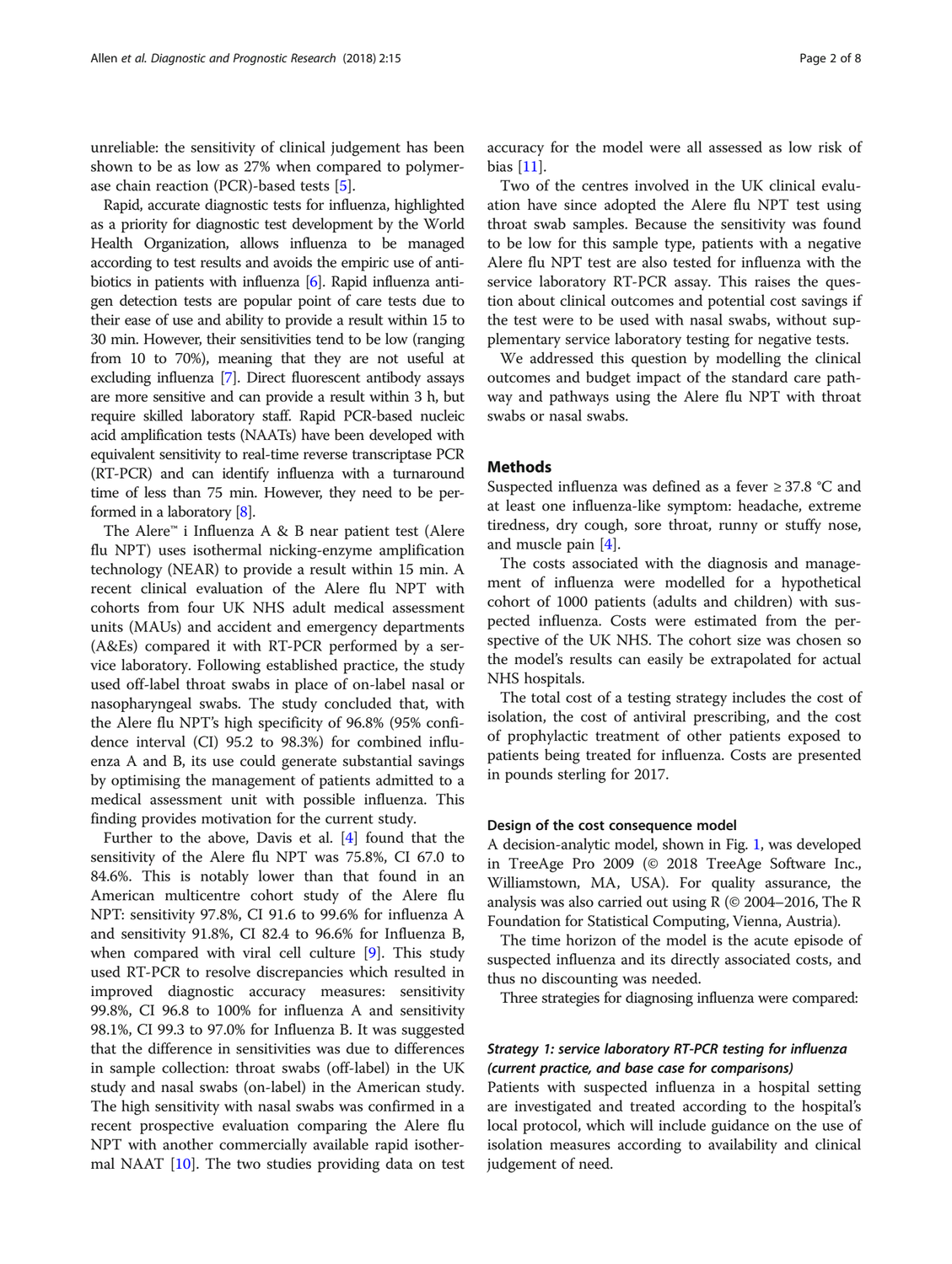unreliable: the sensitivity of clinical judgement has been shown to be as low as 27% when compared to polymerase chain reaction (PCR)-based tests [5].

Rapid, accurate diagnostic tests for influenza, highlighted as a priority for diagnostic test development by the World Health Organization, allows influenza to be managed according to test results and avoids the empiric use of antibiotics in patients with influenza [6]. Rapid influenza antigen detection tests are popular point of care tests due to their ease of use and ability to provide a result within 15 to 30 min. However, their sensitivities tend to be low (ranging from 10 to 70%), meaning that they are not useful at excluding influenza [7]. Direct fluorescent antibody assays are more sensitive and can provide a result within 3 h, but require skilled laboratory staff. Rapid PCR-based nucleic acid amplification tests (NAATs) have been developed with equivalent sensitivity to real-time reverse transcriptase PCR (RT-PCR) and can identify influenza with a turnaround time of less than 75 min. However, they need to be performed in a laboratory [8].

The Alere™ i Influenza A & B near patient test (Alere flu NPT) uses isothermal nicking-enzyme amplification technology (NEAR) to provide a result within 15 min. A recent clinical evaluation of the Alere flu NPT with cohorts from four UK NHS adult medical assessment units (MAUs) and accident and emergency departments (A&Es) compared it with RT-PCR performed by a service laboratory. Following established practice, the study used off-label throat swabs in place of on-label nasal or nasopharyngeal swabs. The study concluded that, with the Alere flu NPT's high specificity of 96.8% (95% confidence interval (CI) 95.2 to 98.3%) for combined influenza A and B, its use could generate substantial savings by optimising the management of patients admitted to a medical assessment unit with possible influenza. This finding provides motivation for the current study.

Further to the above, Davis et al. [4] found that the sensitivity of the Alere flu NPT was 75.8%, CI 67.0 to 84.6%. This is notably lower than that found in an American multicentre cohort study of the Alere flu NPT: sensitivity 97.8%, CI 91.6 to 99.6% for influenza A and sensitivity 91.8%, CI 82.4 to 96.6% for Influenza B, when compared with viral cell culture [9]. This study used RT-PCR to resolve discrepancies which resulted in improved diagnostic accuracy measures: sensitivity 99.8%, CI 96.8 to 100% for influenza A and sensitivity 98.1%, CI 99.3 to 97.0% for Influenza B. It was suggested that the difference in sensitivities was due to differences in sample collection: throat swabs (off-label) in the UK study and nasal swabs (on-label) in the American study. The high sensitivity with nasal swabs was confirmed in a recent prospective evaluation comparing the Alere flu NPT with another commercially available rapid isothermal NAAT [10]. The two studies providing data on test accuracy for the model were all assessed as low risk of bias [11].

Two of the centres involved in the UK clinical evaluation have since adopted the Alere flu NPT test using throat swab samples. Because the sensitivity was found to be low for this sample type, patients with a negative Alere flu NPT test are also tested for influenza with the service laboratory RT-PCR assay. This raises the question about clinical outcomes and potential cost savings if the test were to be used with nasal swabs, without supplementary service laboratory testing for negative tests.

We addressed this question by modelling the clinical outcomes and budget impact of the standard care pathway and pathways using the Alere flu NPT with throat swabs or nasal swabs.

## Methods

Suspected influenza was defined as a fever ≥ 37.8 °C and at least one influenza-like symptom: headache, extreme tiredness, dry cough, sore throat, runny or stuffy nose, and muscle pain [4].

The costs associated with the diagnosis and management of influenza were modelled for a hypothetical cohort of 1000 patients (adults and children) with suspected influenza. Costs were estimated from the perspective of the UK NHS. The cohort size was chosen so the model's results can easily be extrapolated for actual NHS hospitals.

The total cost of a testing strategy includes the cost of isolation, the cost of antiviral prescribing, and the cost of prophylactic treatment of other patients exposed to patients being treated for influenza. Costs are presented in pounds sterling for 2017.

### Design of the cost consequence model

A decision-analytic model, shown in Fig. 1, was developed in TreeAge Pro 2009 (© 2018 TreeAge Software Inc., Williamstown, MA, USA). For quality assurance, the analysis was also carried out using R (© 2004–2016, The R Foundation for Statistical Computing, Vienna, Austria).

The time horizon of the model is the acute episode of suspected influenza and its directly associated costs, and thus no discounting was needed.

Three strategies for diagnosing influenza were compared:

#### *Strategy 1: service laboratory RT-PCR testing for influenza (current practice, and base case for comparisons)*

Patients with suspected influenza in a hospital setting are investigated and treated according to the hospital's local protocol, which will include guidance on the use of isolation measures according to availability and clinical judgement of need.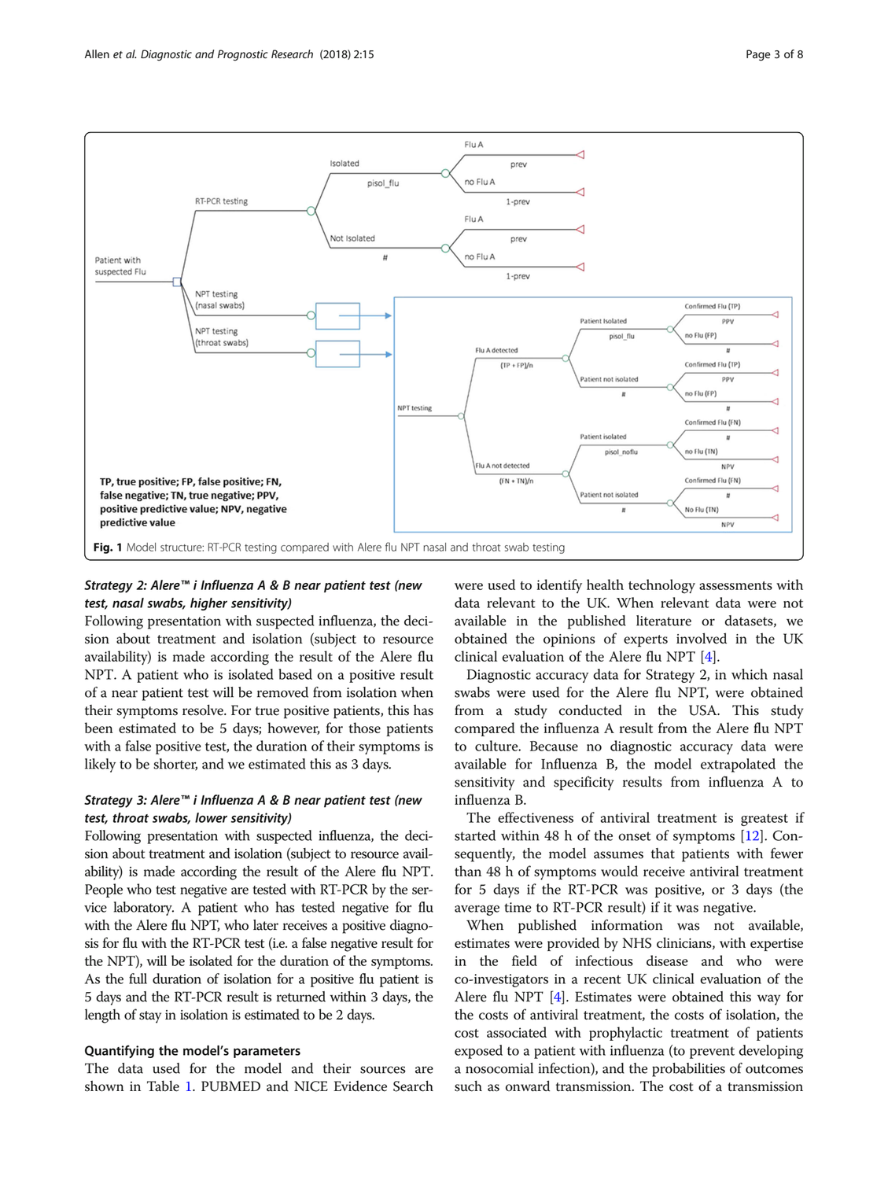**Fig. 1** Model structure: RT-PCR testing compared with Alere flu NPT nasal and throat swab testing

*Strategy 2: Alere™ i Influenza A & B near patient test (new test, nasal swabs, higher sensitivity)*

Following presentation with suspected influenza, the decision about treatment and isolation (subject to resource availability) is made according the result of the Alere flu NPT. A patient who is isolated based on a positive result of a near patient test will be removed from isolation when their symptoms resolve. For true positive patients, this has been estimated to be 5 days; however, for those patients with a false positive test, the duration of their symptoms is likely to be shorter, and we estimated this as 3 days.

*Strategy 3: Alere™ i Influenza A & B near patient test (new test, throat swabs, lower sensitivity)*

Following presentation with suspected influenza, the decision about treatment and isolation (subject to resource availability) is made according the result of the Alere flu NPT. People who test negative are tested with RT-PCR by the service laboratory. A patient who has tested negative for flu with the Alere flu NPT, who later receives a positive diagnosis for flu with the RT-PCR test (i.e. a false negative result for the NPT), will be isolated for the duration of the symptoms. As the full duration of isolation for a positive flu patient is 5 days and the RT-PCR result is returned within 3 days, the length of stay in isolation is estimated to be 2 days.

### Quantifying the model's parameters

The data used for the model and their sources are shown in Table 1. PUBMED and NICE Evidence Search were used to identify health technology assessments with data relevant to the UK. When relevant data were not available in the published literature or datasets, we obtained the opinions of experts involved in the UK clinical evaluation of the Alere flu NPT [4].

Diagnostic accuracy data for Strategy 2, in which nasal swabs were used for the Alere flu NPT, were obtained from a study conducted in the USA. This study compared the influenza A result from the Alere flu NPT to culture. Because no diagnostic accuracy data were available for Influenza B, the model extrapolated the sensitivity and specificity results from influenza A to influenza B.

The effectiveness of antiviral treatment is greatest if started within 48 h of the onset of symptoms [12]. Consequently, the model assumes that patients with fewer than 48 h of symptoms would receive antiviral treatment for 5 days if the RT-PCR was positive, or 3 days (the average time to RT-PCR result) if it was negative.

When published information was not available, estimates were provided by NHS clinicians, with expertise in the field of infectious disease and who were co-investigators in a recent UK clinical evaluation of the Alere flu NPT [4]. Estimates were obtained this way for the costs of antiviral treatment, the costs of isolation, the cost associated with prophylactic treatment of patients exposed to a patient with influenza (to prevent developing a nosocomial infection), and the probabilities of outcomes such as onward transmission. The cost of a transmission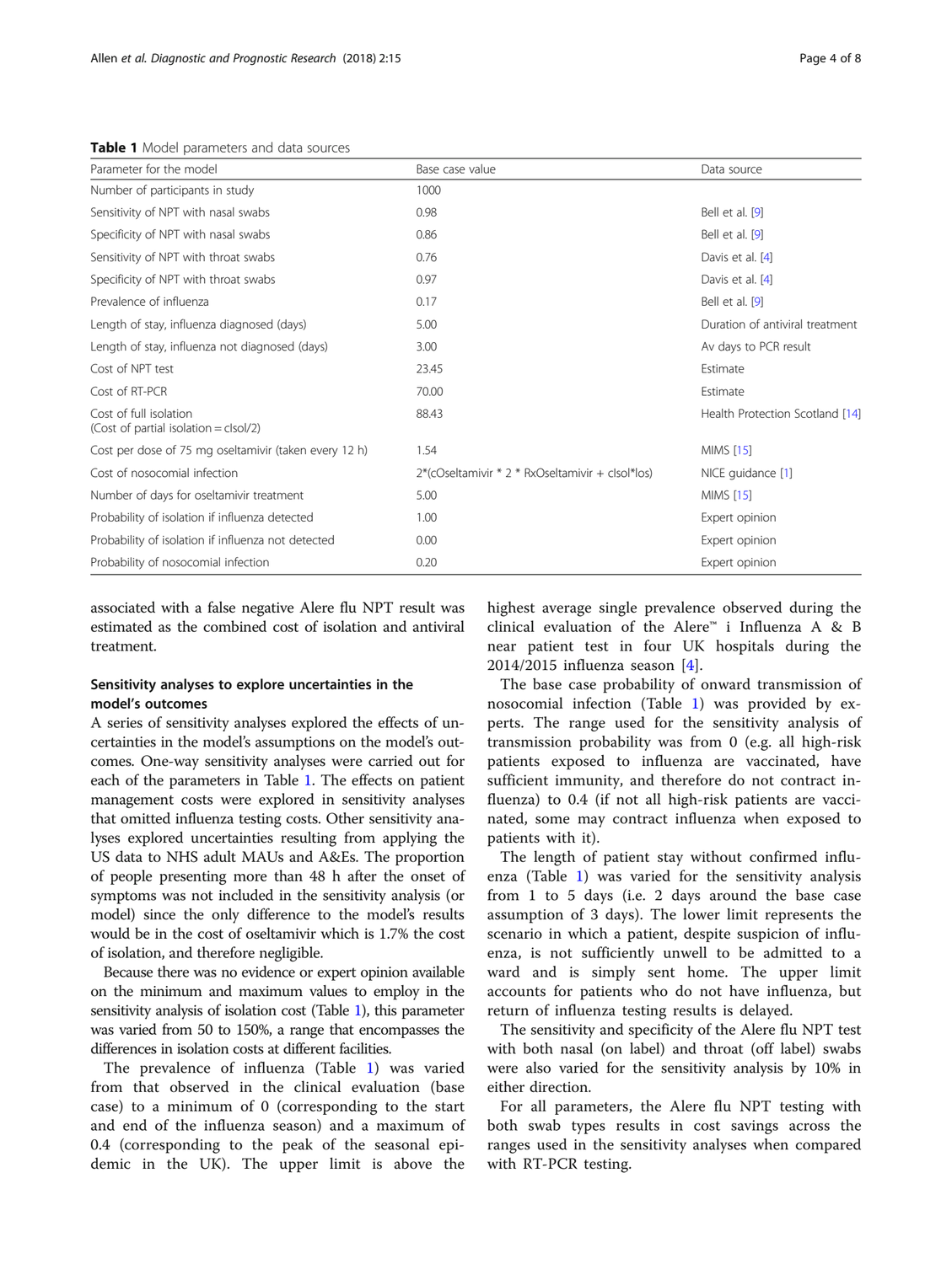**Table 1** Model parameters and data sources

| Parameter for the model | Base case value | Data source |
|---|---|---|
| Number of participants in study | 1000 | |
| Sensitivity of NPT with nasal swabs | 0.98 | Bell et al. [9] |
| Specificity of NPT with nasal swabs | 0.86 | Bell et al. [9] |
| Sensitivity of NPT with throat swabs | 0.76 | Davis et al. [4] |
| Specificity of NPT with throat swabs | 0.97 | Davis et al. [4] |
| Prevalence of influenza | 0.17 | Bell et al. [9] |
| Length of stay, influenza diagnosed (days) | 5.00 | Duration of antiviral treatment |
| Length of stay, influenza not diagnosed (days) | 3.00 | Av days to PCR result |
| Cost of NPT test | 23.45 | Estimate |
| Cost of RT-PCR | 70.00 | Estimate |
| Cost of full isolation (Cost of partial isolation = cIsol/2) | 88.43 | Health Protection Scotland [14] |
| Cost per dose of 75 mg oseltamivir (taken every 12 h) | 1.54 | MIMS [15] |
| Cost of nosocomial infection | 2*(cOseltamivir * 2 * RxOseltamivir + cIsol*los) | NICE guidance [1] |
| Number of days for oseltamivir treatment | 5.00 | MIMS [15] |
| Probability of isolation if influenza detected | 1.00 | Expert opinion |
| Probability of isolation if influenza not detected | 0.00 | Expert opinion |
| Probability of nosocomial infection | 0.20 | Expert opinion |

associated with a false negative Alere flu NPT result was estimated as the combined cost of isolation and antiviral treatment.

### Sensitivity analyses to explore uncertainties in the model's outcomes

A series of sensitivity analyses explored the effects of uncertainties in the model's assumptions on the model's outcomes. One-way sensitivity analyses were carried out for each of the parameters in Table 1. The effects on patient management costs were explored in sensitivity analyses that omitted influenza testing costs. Other sensitivity analyses explored uncertainties resulting from applying the US data to NHS adult MAUs and A&Es. The proportion of people presenting more than 48 h after the onset of symptoms was not included in the sensitivity analysis (or model) since the only difference to the model's results would be in the cost of oseltamivir which is 1.7% the cost of isolation, and therefore negligible.

Because there was no evidence or expert opinion available on the minimum and maximum values to employ in the sensitivity analysis of isolation cost (Table 1), this parameter was varied from 50 to 150%, a range that encompasses the differences in isolation costs at different facilities.

The prevalence of influenza (Table 1) was varied from that observed in the clinical evaluation (base case) to a minimum of 0 (corresponding to the start and end of the influenza season) and a maximum of 0.4 (corresponding to the peak of the seasonal epidemic in the UK). The upper limit is above the highest average single prevalence observed during the clinical evaluation of the Alere™ i Influenza A & B near patient test in four UK hospitals during the 2014/2015 influenza season [4].

The base case probability of onward transmission of nosocomial infection (Table 1) was provided by experts. The range used for the sensitivity analysis of transmission probability was from 0 (e.g. all high-risk patients exposed to influenza are vaccinated, have sufficient immunity, and therefore do not contract influenza) to 0.4 (if not all high-risk patients are vaccinated, some may contract influenza when exposed to patients with it).

The length of patient stay without confirmed influenza (Table 1) was varied for the sensitivity analysis from 1 to 5 days (i.e. 2 days around the base case assumption of 3 days). The lower limit represents the scenario in which a patient, despite suspicion of influenza, is not sufficiently unwell to be admitted to a ward and is simply sent home. The upper limit accounts for patients who do not have influenza, but return of influenza testing results is delayed.

The sensitivity and specificity of the Alere flu NPT test with both nasal (on label) and throat (off label) swabs were also varied for the sensitivity analysis by 10% in either direction.

For all parameters, the Alere flu NPT testing with both swab types results in cost savings across the ranges used in the sensitivity analyses when compared with RT-PCR testing.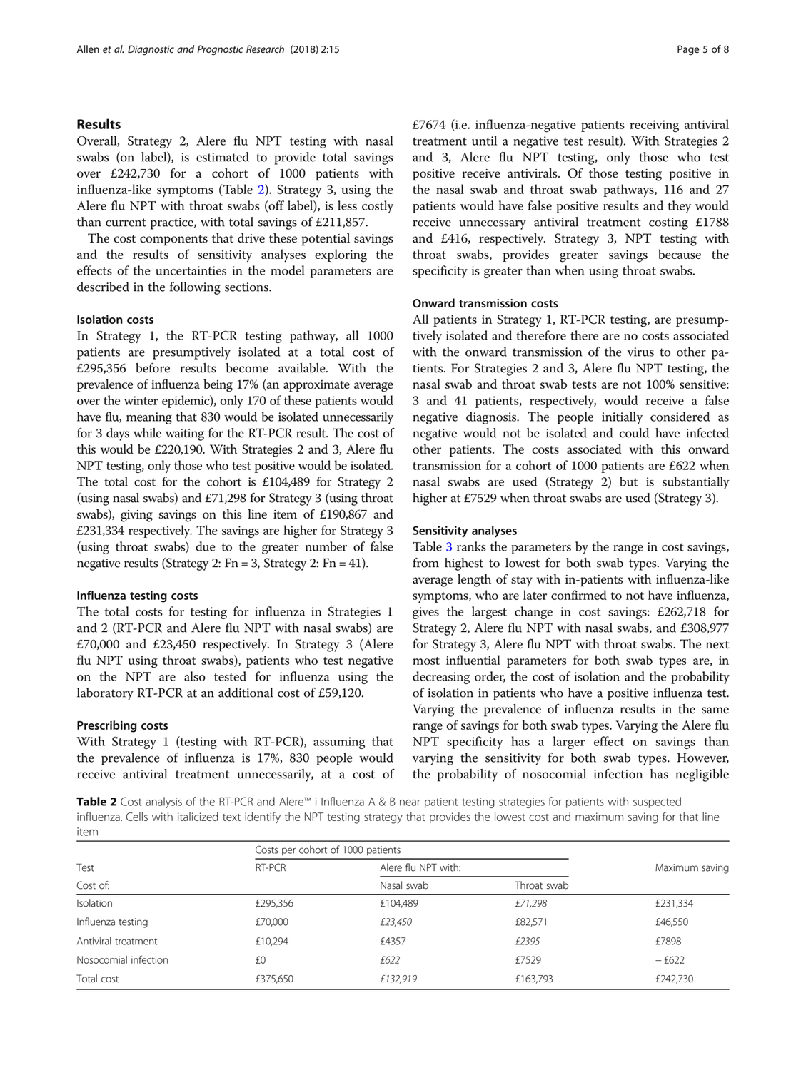## Results

Overall, Strategy 2, Alere flu NPT testing with nasal swabs (on label), is estimated to provide total savings over £242,730 for a cohort of 1000 patients with influenza-like symptoms (Table 2). Strategy 3, using the Alere flu NPT with throat swabs (off label), is less costly than current practice, with total savings of £211,857.

The cost components that drive these potential savings and the results of sensitivity analyses exploring the effects of the uncertainties in the model parameters are described in the following sections.

### Isolation costs

In Strategy 1, the RT-PCR testing pathway, all 1000 patients are presumptively isolated at a total cost of £295,356 before results become available. With the prevalence of influenza being 17% (an approximate average over the winter epidemic), only 170 of these patients would have flu, meaning that 830 would be isolated unnecessarily for 3 days while waiting for the RT-PCR result. The cost of this would be £220,190. With Strategies 2 and 3, Alere flu NPT testing, only those who test positive would be isolated. The total cost for the cohort is £104,489 for Strategy 2 (using nasal swabs) and £71,298 for Strategy 3 (using throat swabs), giving savings on this line item of £190,867 and £231,334 respectively. The savings are higher for Strategy 3 (using throat swabs) due to the greater number of false negative results (Strategy 2: Fn = 3, Strategy 2: Fn = 41).

### Influenza testing costs

The total costs for testing for influenza in Strategies 1 and 2 (RT-PCR and Alere flu NPT with nasal swabs) are £70,000 and £23,450 respectively. In Strategy 3 (Alere flu NPT using throat swabs), patients who test negative on the NPT are also tested for influenza using the laboratory RT-PCR at an additional cost of £59,120.

### Prescribing costs

With Strategy 1 (testing with RT-PCR), assuming that the prevalence of influenza is 17%, 830 people would receive antiviral treatment unnecessarily, at a cost of £7674 (i.e. influenza-negative patients receiving antiviral treatment until a negative test result). With Strategies 2 and 3, Alere flu NPT testing, only those who test positive receive antivirals. Of those testing positive in the nasal swab and throat swab pathways, 116 and 27 patients would have false positive results and they would receive unnecessary antiviral treatment costing £1788 and £416, respectively. Strategy 3, NPT testing with throat swabs, provides greater savings because the specificity is greater than when using throat swabs.

### Onward transmission costs

All patients in Strategy 1, RT-PCR testing, are presumptively isolated and therefore there are no costs associated with the onward transmission of the virus to other patients. For Strategies 2 and 3, Alere flu NPT testing, the nasal swab and throat swab tests are not 100% sensitive: 3 and 41 patients, respectively, would receive a false negative diagnosis. The people initially considered as negative would not be isolated and could have infected other patients. The costs associated with this onward transmission for a cohort of 1000 patients are £622 when nasal swabs are used (Strategy 2) but is substantially higher at £7529 when throat swabs are used (Strategy 3).

### Sensitivity analyses

Table 3 ranks the parameters by the range in cost savings, from highest to lowest for both swab types. Varying the average length of stay with in-patients with influenza-like symptoms, who are later confirmed to not have influenza, gives the largest change in cost savings: £262,718 for Strategy 2, Alere flu NPT with nasal swabs, and £308,977 for Strategy 3, Alere flu NPT with throat swabs. The next most influential parameters for both swab types are, in decreasing order, the cost of isolation and the probability of isolation in patients who have a positive influenza test. Varying the prevalence of influenza results in the same range of savings for both swab types. Varying the Alere flu NPT specificity has a larger effect on savings than varying the sensitivity for both swab types. However, the probability of nosocomial infection has negligible

**Table 2** Cost analysis of the RT-PCR and Alere™ i Influenza A & B near patient testing strategies for patients with suspected influenza. Cells with italicized text identify the NPT testing strategy that provides the lowest cost and maximum saving for that line item

| Test | Costs per cohort of 1000 patients | | | Maximum saving |
|---|---|---|---|---|
| | RT-PCR | Alere flu NPT with: | | |
| Cost of: | | Nasal swab | Throat swab | |
| Isolation | £295,356 | £104,489 | *£71,298* | £231,334 |
| Influenza testing | £70,000 | *£23,450* | £82,571 | £46,550 |
| Antiviral treatment | £10,294 | £4357 | *£2395* | £7898 |
| Nosocomial infection | £0 | *£622* | £7529 | – £622 |
| Total cost | £375,650 | *£132,919* | £163,793 | £242,730 |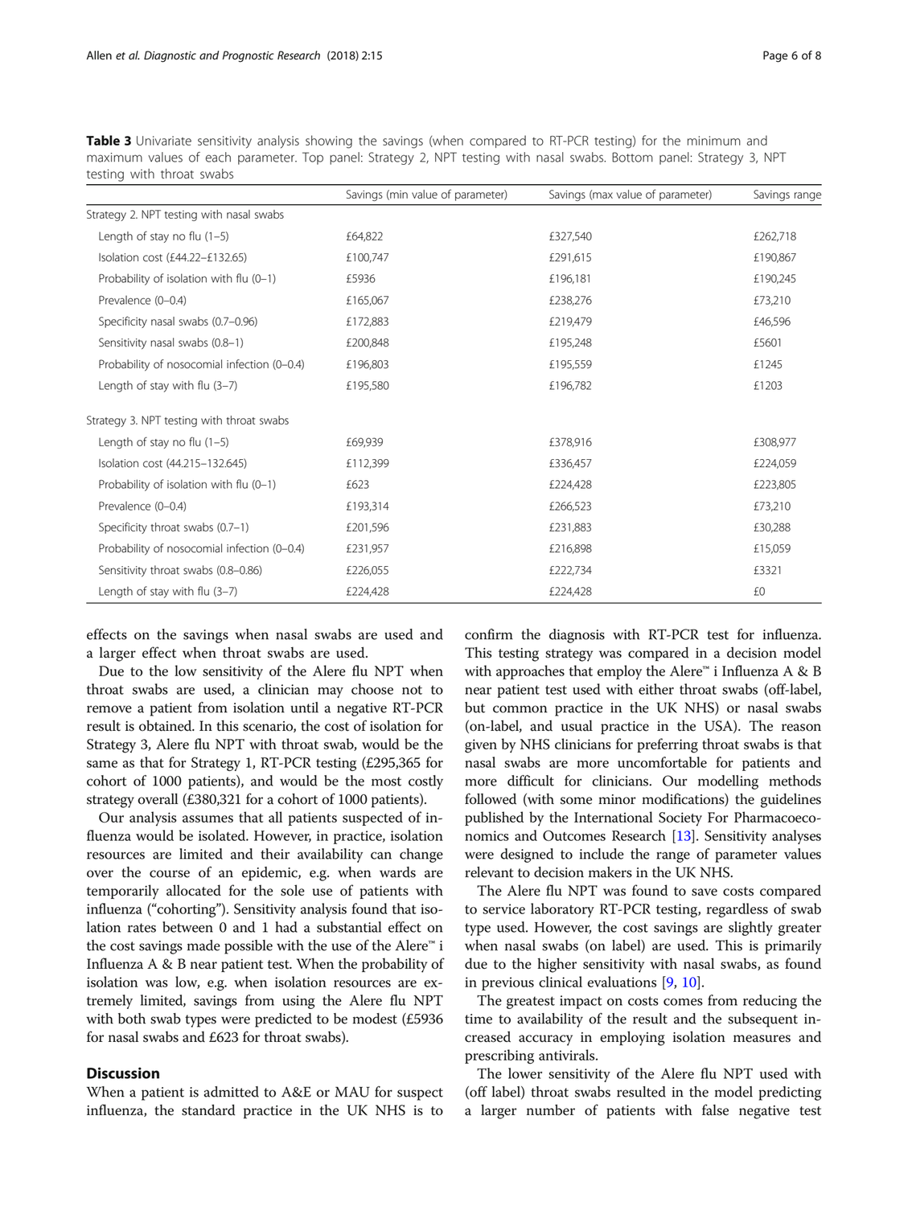**Table 3** Univariate sensitivity analysis showing the savings (when compared to RT-PCR testing) for the minimum and maximum values of each parameter. Top panel: Strategy 2, NPT testing with nasal swabs. Bottom panel: Strategy 3, NPT testing with throat swabs

| | Savings (min value of parameter) | Savings (max value of parameter) | Savings range |
|---|---|---|---|
| Strategy 2. NPT testing with nasal swabs | | | |
| Length of stay no flu (1–5) | £64,822 | £327,540 | £262,718 |
| Isolation cost (£44.22–£132.65) | £100,747 | £291,615 | £190,867 |
| Probability of isolation with flu (0–1) | £5936 | £196,181 | £190,245 |
| Prevalence (0–0.4) | £165,067 | £238,276 | £73,210 |
| Specificity nasal swabs (0.7–0.96) | £172,883 | £219,479 | £46,596 |
| Sensitivity nasal swabs (0.8–1) | £200,848 | £195,248 | £5601 |
| Probability of nosocomial infection (0–0.4) | £196,803 | £195,559 | £1245 |
| Length of stay with flu (3–7) | £195,580 | £196,782 | £1203 |
| Strategy 3. NPT testing with throat swabs | | | |
| Length of stay no flu (1–5) | £69,939 | £378,916 | £308,977 |
| Isolation cost (44.215–132.645) | £112,399 | £336,457 | £224,059 |
| Probability of isolation with flu (0–1) | £623 | £224,428 | £223,805 |
| Prevalence (0–0.4) | £193,314 | £266,523 | £73,210 |
| Specificity throat swabs (0.7–1) | £201,596 | £231,883 | £30,288 |
| Probability of nosocomial infection (0–0.4) | £231,957 | £216,898 | £15,059 |
| Sensitivity throat swabs (0.8–0.86) | £226,055 | £222,734 | £3321 |
| Length of stay with flu (3–7) | £224,428 | £224,428 | £0 |

effects on the savings when nasal swabs are used and a larger effect when throat swabs are used.

Due to the low sensitivity of the Alere flu NPT when throat swabs are used, a clinician may choose not to remove a patient from isolation until a negative RT-PCR result is obtained. In this scenario, the cost of isolation for Strategy 3, Alere flu NPT with throat swab, would be the same as that for Strategy 1, RT-PCR testing (£295,365 for cohort of 1000 patients), and would be the most costly strategy overall (£380,321 for a cohort of 1000 patients).

Our analysis assumes that all patients suspected of influenza would be isolated. However, in practice, isolation resources are limited and their availability can change over the course of an epidemic, e.g. when wards are temporarily allocated for the sole use of patients with influenza ("cohorting"). Sensitivity analysis found that isolation rates between 0 and 1 had a substantial effect on the cost savings made possible with the use of the Alere™ i Influenza A & B near patient test. When the probability of isolation was low, e.g. when isolation resources are extremely limited, savings from using the Alere flu NPT with both swab types were predicted to be modest (£5936 for nasal swabs and £623 for throat swabs).

## Discussion

When a patient is admitted to A&E or MAU for suspect influenza, the standard practice in the UK NHS is to confirm the diagnosis with RT-PCR test for influenza. This testing strategy was compared in a decision model with approaches that employ the Alere™ i Influenza A & B near patient test used with either throat swabs (off-label, but common practice in the UK NHS) or nasal swabs (on-label, and usual practice in the USA). The reason given by NHS clinicians for preferring throat swabs is that nasal swabs are more uncomfortable for patients and more difficult for clinicians. Our modelling methods followed (with some minor modifications) the guidelines published by the International Society For Pharmacoeconomics and Outcomes Research [13]. Sensitivity analyses were designed to include the range of parameter values relevant to decision makers in the UK NHS.

The Alere flu NPT was found to save costs compared to service laboratory RT-PCR testing, regardless of swab type used. However, the cost savings are slightly greater when nasal swabs (on label) are used. This is primarily due to the higher sensitivity with nasal swabs, as found in previous clinical evaluations [9, 10].

The greatest impact on costs comes from reducing the time to availability of the result and the subsequent increased accuracy in employing isolation measures and prescribing antivirals.

The lower sensitivity of the Alere flu NPT used with (off label) throat swabs resulted in the model predicting a larger number of patients with false negative test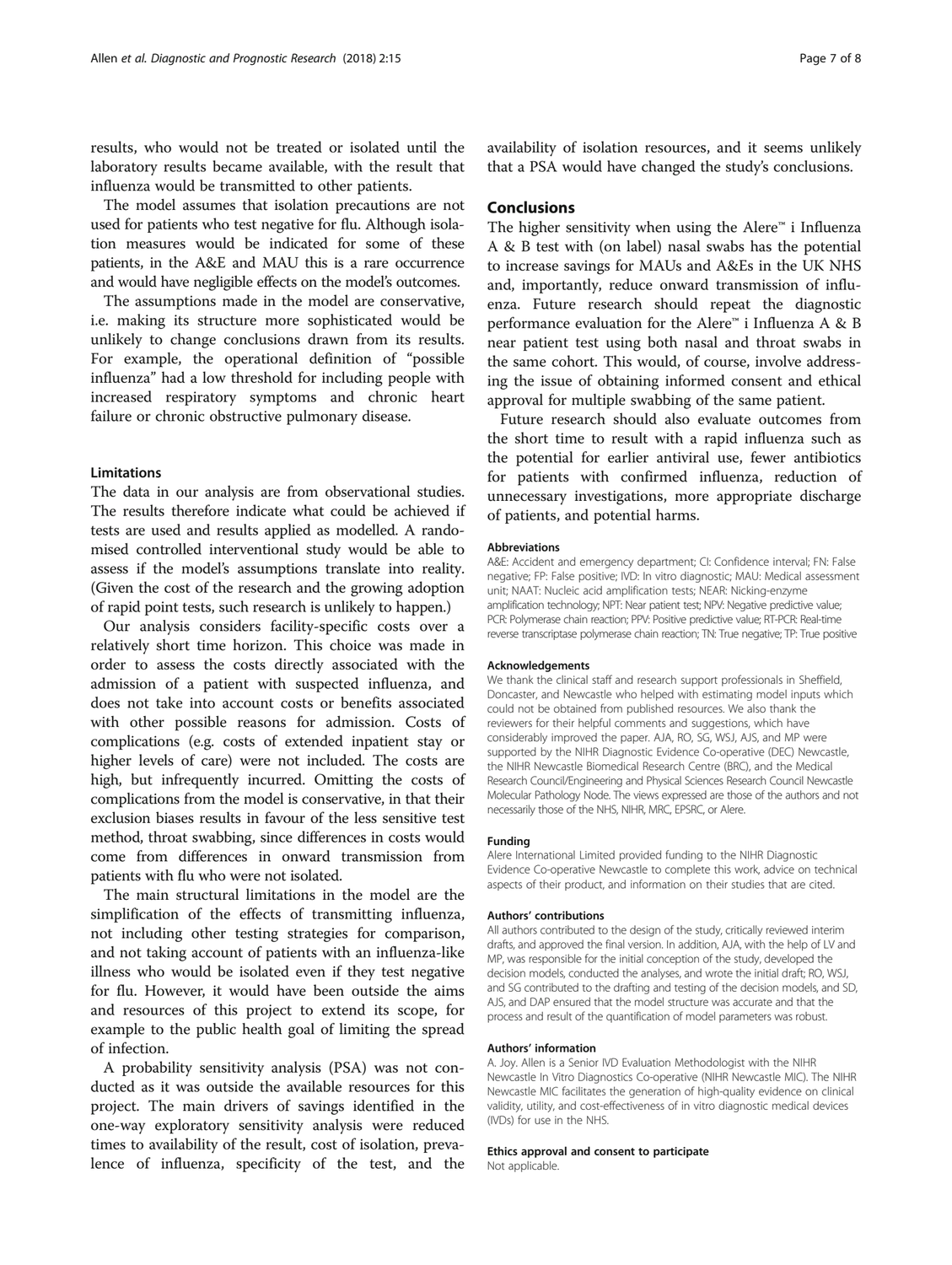results, who would not be treated or isolated until the laboratory results became available, with the result that influenza would be transmitted to other patients.

The model assumes that isolation precautions are not used for patients who test negative for flu. Although isolation measures would be indicated for some of these patients, in the A&E and MAU this is a rare occurrence and would have negligible effects on the model's outcomes.

The assumptions made in the model are conservative, i.e. making its structure more sophisticated would be unlikely to change conclusions drawn from its results. For example, the operational definition of "possible influenza" had a low threshold for including people with increased respiratory symptoms and chronic heart failure or chronic obstructive pulmonary disease.

### Limitations

The data in our analysis are from observational studies. The results therefore indicate what could be achieved if tests are used and results applied as modelled. A randomised controlled interventional study would be able to assess if the model's assumptions translate into reality. (Given the cost of the research and the growing adoption of rapid point tests, such research is unlikely to happen.)

Our analysis considers facility-specific costs over a relatively short time horizon. This choice was made in order to assess the costs directly associated with the admission of a patient with suspected influenza, and does not take into account costs or benefits associated with other possible reasons for admission. Costs of complications (e.g. costs of extended inpatient stay or higher levels of care) were not included. The costs are high, but infrequently incurred. Omitting the costs of complications from the model is conservative, in that their exclusion biases results in favour of the less sensitive test method, throat swabbing, since differences in costs would come from differences in onward transmission from patients with flu who were not isolated.

The main structural limitations in the model are the simplification of the effects of transmitting influenza, not including other testing strategies for comparison, and not taking account of patients with an influenza-like illness who would be isolated even if they test negative for flu. However, it would have been outside the aims and resources of this project to extend its scope, for example to the public health goal of limiting the spread of infection.

A probability sensitivity analysis (PSA) was not conducted as it was outside the available resources for this project. The main drivers of savings identified in the one-way exploratory sensitivity analysis were reduced times to availability of the result, cost of isolation, prevalence of influenza, specificity of the test, and the availability of isolation resources, and it seems unlikely that a PSA would have changed the study's conclusions.

## Conclusions

The higher sensitivity when using the Alere™ i Influenza A & B test with (on label) nasal swabs has the potential to increase savings for MAUs and A&Es in the UK NHS and, importantly, reduce onward transmission of influenza. Future research should repeat the diagnostic performance evaluation for the Alere™ i Influenza A & B near patient test using both nasal and throat swabs in the same cohort. This would, of course, involve addressing the issue of obtaining informed consent and ethical approval for multiple swabbing of the same patient.

Future research should also evaluate outcomes from the short time to result with a rapid influenza such as the potential for earlier antiviral use, fewer antibiotics for patients with confirmed influenza, reduction of unnecessary investigations, more appropriate discharge of patients, and potential harms.

#### Abbreviations

A&E: Accident and emergency department; CI: Confidence interval; FN: False negative; FP: False positive; IVD: In vitro diagnostic; MAU: Medical assessment unit; NAAT: Nucleic acid amplification tests; NEAR: Nicking-enzyme amplification technology; NPT: Near patient test; NPV: Negative predictive value; PCR: Polymerase chain reaction; PPV: Positive predictive value; RT-PCR: Real-time reverse transcriptase polymerase chain reaction; TN: True negative; TP: True positive

#### Acknowledgements

We thank the clinical staff and research support professionals in Sheffield, Doncaster, and Newcastle who helped with estimating model inputs which could not be obtained from published resources. We also thank the reviewers for their helpful comments and suggestions, which have considerably improved the paper. AJA, RO, SG, WSJ, AJS, and MP were supported by the NIHR Diagnostic Evidence Co-operative (DEC) Newcastle, the NIHR Newcastle Biomedical Research Centre (BRC), and the Medical Research Council/Engineering and Physical Sciences Research Council Newcastle Molecular Pathology Node. The views expressed are those of the authors and not necessarily those of the NHS, NIHR, MRC, EPSRC, or Alere.

#### Funding

Alere International Limited provided funding to the NIHR Diagnostic Evidence Co-operative Newcastle to complete this work, advice on technical aspects of their product, and information on their studies that are cited.

#### Authors' contributions

All authors contributed to the design of the study, critically reviewed interim drafts, and approved the final version. In addition, AJA, with the help of LV and MP, was responsible for the initial conception of the study, developed the decision models, conducted the analyses, and wrote the initial draft; RO, WSJ, and SG contributed to the drafting and testing of the decision models, and SD, AJS, and DAP ensured that the model structure was accurate and that the process and result of the quantification of model parameters was robust.

#### Authors' information

A. Joy. Allen is a Senior IVD Evaluation Methodologist with the NIHR Newcastle In Vitro Diagnostics Co-operative (NIHR Newcastle MIC). The NIHR Newcastle MIC facilitates the generation of high-quality evidence on clinical validity, utility, and cost-effectiveness of in vitro diagnostic medical devices (IVDs) for use in the NHS.

#### Ethics approval and consent to participate

Not applicable.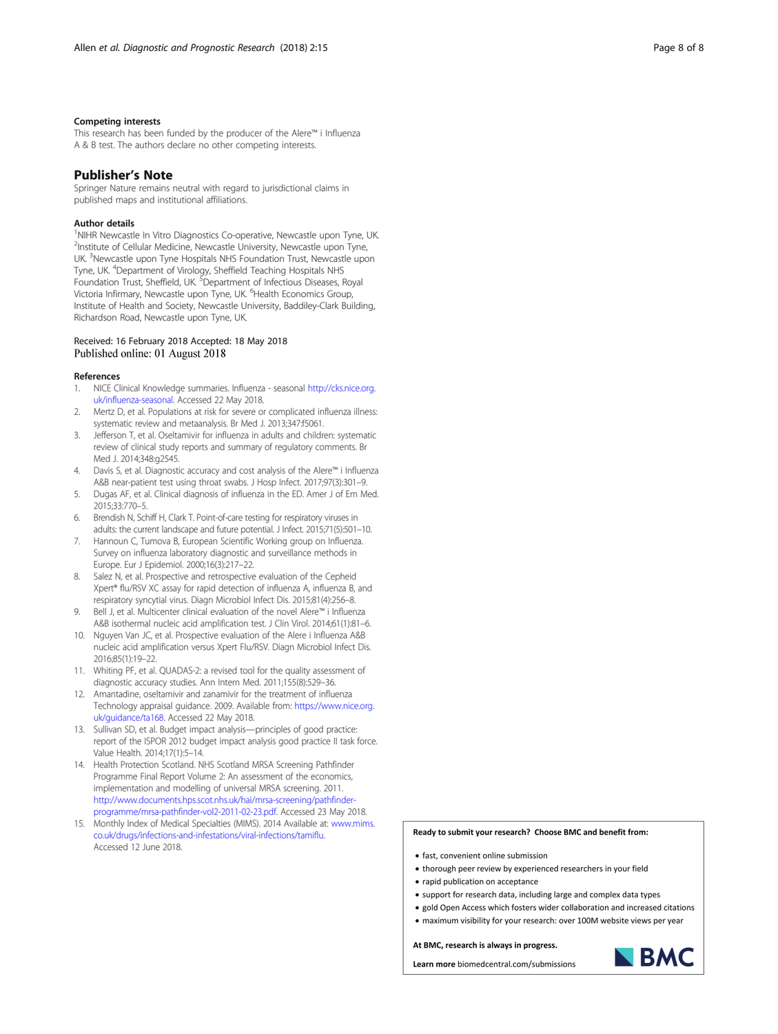#### Competing interests

This research has been funded by the producer of the Alere™ i Influenza A & B test. The authors declare no other competing interests.

### Publisher's Note

Springer Nature remains neutral with regard to jurisdictional claims in published maps and institutional affiliations.

#### Author details

[1]NIHR Newcastle In Vitro Diagnostics Co-operative, Newcastle upon Tyne, UK. [2]Institute of Cellular Medicine, Newcastle University, Newcastle upon Tyne, UK. [3]Newcastle upon Tyne Hospitals NHS Foundation Trust, Newcastle upon Tyne, UK. [4]Department of Virology, Sheffield Teaching Hospitals NHS Foundation Trust, Sheffield, UK. [5]Department of Infectious Diseases, Royal Victoria Infirmary, Newcastle upon Tyne, UK. [6]Health Economics Group, Institute of Health and Society, Newcastle University, Baddiley-Clark Building, Richardson Road, Newcastle upon Tyne, UK.

Received: 16 February 2018 Accepted: 18 May 2018
Published online: 01 August 2018

#### References

1. NICE Clinical Knowledge summaries. Influenza - seasonal http://cks.nice.org.uk/influenza-seasonal. Accessed 22 May 2018.
2. Mertz D, et al. Populations at risk for severe or complicated influenza illness: systematic review and metaanalysis. Br Med J. 2013;347:f5061.
3. Jefferson T, et al. Oseltamivir for influenza in adults and children: systematic review of clinical study reports and summary of regulatory comments. Br Med J. 2014;348:g2545.
4. Davis S, et al. Diagnostic accuracy and cost analysis of the Alere™ i Influenza A&B near-patient test using throat swabs. J Hosp Infect. 2017;97(3):301–9.
5. Dugas AF, et al. Clinical diagnosis of influenza in the ED. Amer J of Em Med. 2015;33:770–5.
6. Brendish N, Schiff H, Clark T. Point-of-care testing for respiratory viruses in adults: the current landscape and future potential. J Infect. 2015;71(5):501–10.
7. Hannoun C, Tumova B, European Scientific Working group on Influenza. Survey on influenza laboratory diagnostic and surveillance methods in Europe. Eur J Epidemiol. 2000;16(3):217–22.
8. Salez N, et al. Prospective and retrospective evaluation of the Cepheid Xpert® flu/RSV XC assay for rapid detection of influenza A, influenza B, and respiratory syncytial virus. Diagn Microbiol Infect Dis. 2015;81(4):256–8.
9. Bell J, et al. Multicenter clinical evaluation of the novel Alere™ i Influenza A&B isothermal nucleic acid amplification test. J Clin Virol. 2014;61(1):81–6.
10. Nguyen Van JC, et al. Prospective evaluation of the Alere i Influenza A&B nucleic acid amplification versus Xpert Flu/RSV. Diagn Microbiol Infect Dis. 2016;85(1):19–22.
11. Whiting PF, et al. QUADAS-2: a revised tool for the quality assessment of diagnostic accuracy studies. Ann Intern Med. 2011;155(8):529–36.
12. Amantadine, oseltamivir and zanamivir for the treatment of influenza Technology appraisal guidance. 2009. Available from: https://www.nice.org.uk/guidance/ta168. Accessed 22 May 2018.
13. Sullivan SD, et al. Budget impact analysis—principles of good practice: report of the ISPOR 2012 budget impact analysis good practice II task force. Value Health. 2014;17(1):5–14.
14. Health Protection Scotland. NHS Scotland MRSA Screening Pathfinder Programme Final Report Volume 2: An assessment of the economics, implementation and modelling of universal MRSA screening. 2011. http://www.documents.hps.scot.nhs.uk/hai/mrsa-screening/pathfinder-programme/mrsa-pathfinder-vol2-2011-02-23.pdf. Accessed 23 May 2018.
15. Monthly Index of Medical Specialties (MIMS). 2014 Available at: www.mims.co.uk/drugs/infections-and-infestations/viral-infections/tamiflu. Accessed 12 June 2018.